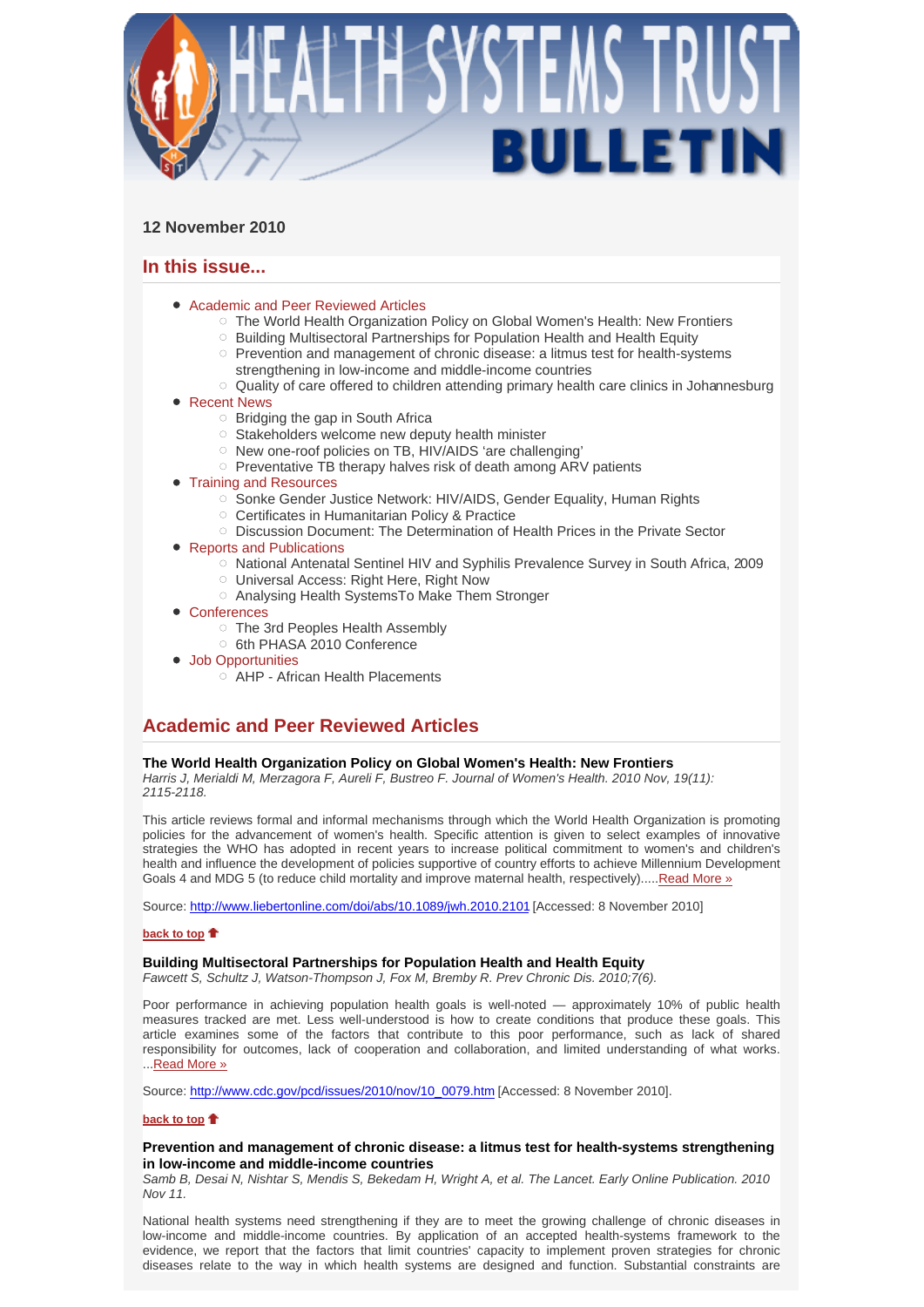# HEALTH SYSTEMS TRUST BULLETIN

**12 November 2010**

## In this issue...

- Academic and Peer Reviewed Articles
  - The World Health Organization Policy on Global Women's Health: New Frontiers
  - Building Multisectoral Partnerships for Population Health and Health Equity
  - Prevention and management of chronic disease: a litmus test for health-systems strengthening in low-income and middle-income countries
  - Quality of care offered to children attending primary health care clinics in Johannesburg
- Recent News
  - Bridging the gap in South Africa
  - Stakeholders welcome new deputy health minister
  - New one-roof policies on TB, HIV/AIDS 'are challenging'
  - Preventative TB therapy halves risk of death among ARV patients
- Training and Resources
  - Sonke Gender Justice Network: HIV/AIDS, Gender Equality, Human Rights
  - Certificates in Humanitarian Policy & Practice
  - Discussion Document: The Determination of Health Prices in the Private Sector
- Reports and Publications
  - National Antenatal Sentinel HIV and Syphilis Prevalence Survey in South Africa, 2009
  - Universal Access: Right Here, Right Now
  - Analysing Health SystemsTo Make Them Stronger
- Conferences
  - The 3rd Peoples Health Assembly
  - 6th PHASA 2010 Conference
- Job Opportunities
  - AHP - African Health Placements

## Academic and Peer Reviewed Articles

**The World Health Organization Policy on Global Women's Health: New Frontiers**
*Harris J, Merialdi M, Merzagora F, Aureli F, Bustreo F. Journal of Women's Health. 2010 Nov, 19(11): 2115-2118.*

This article reviews formal and informal mechanisms through which the World Health Organization is promoting policies for the advancement of women's health. Specific attention is given to select examples of innovative strategies the WHO has adopted in recent years to increase political commitment to women's and children's health and influence the development of policies supportive of country efforts to achieve Millennium Development Goals 4 and MDG 5 (to reduce child mortality and improve maternal health, respectively).....Read More »

Source: http://www.liebertonline.com/doi/abs/10.1089/jwh.2010.2101 [Accessed: 8 November 2010]

back to top

**Building Multisectoral Partnerships for Population Health and Health Equity**
*Fawcett S, Schultz J, Watson-Thompson J, Fox M, Bremby R. Prev Chronic Dis. 2010;7(6).*

Poor performance in achieving population health goals is well-noted — approximately 10% of public health measures tracked are met. Less well-understood is how to create conditions that produce these goals. This article examines some of the factors that contribute to this poor performance, such as lack of shared responsibility for outcomes, lack of cooperation and collaboration, and limited understanding of what works. ...Read More »

Source: http://www.cdc.gov/pcd/issues/2010/nov/10_0079.htm [Accessed: 8 November 2010].

back to top

**Prevention and management of chronic disease: a litmus test for health-systems strengthening in low-income and middle-income countries**
*Samb B, Desai N, Nishtar S, Mendis S, Bekedam H, Wright A, et al. The Lancet. Early Online Publication. 2010 Nov 11.*

National health systems need strengthening if they are to meet the growing challenge of chronic diseases in low-income and middle-income countries. By application of an accepted health-systems framework to the evidence, we report that the factors that limit countries' capacity to implement proven strategies for chronic diseases relate to the way in which health systems are designed and function. Substantial constraints are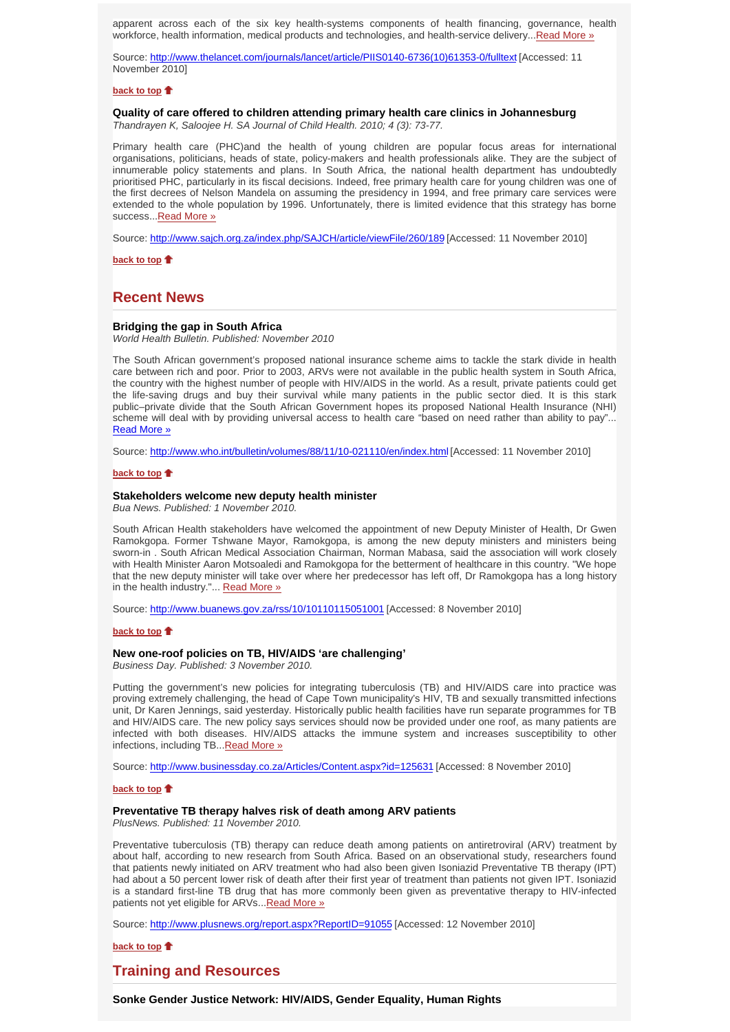apparent across each of the six key health-systems components of health financing, governance, health workforce, health information, medical products and technologies, and health-service delivery...Read More »

Source: http://www.thelancet.com/journals/lancet/article/PIIS0140-6736(10)61353-0/fulltext [Accessed: 11 November 2010]

back to top

### Quality of care offered to children attending primary health care clinics in Johannesburg

*Thandrayen K, Saloojee H. SA Journal of Child Health. 2010; 4 (3): 73-77.*

Primary health care (PHC)and the health of young children are popular focus areas for international organisations, politicians, heads of state, policy-makers and health professionals alike. They are the subject of innumerable policy statements and plans. In South Africa, the national health department has undoubtedly prioritised PHC, particularly in its fiscal decisions. Indeed, free primary health care for young children was one of the first decrees of Nelson Mandela on assuming the presidency in 1994, and free primary care services were extended to the whole population by 1996. Unfortunately, there is limited evidence that this strategy has borne success...Read More »

Source: http://www.sajch.org.za/index.php/SAJCH/article/viewFile/260/189 [Accessed: 11 November 2010]

back to top

## Recent News

### Bridging the gap in South Africa

*World Health Bulletin. Published: November 2010*

The South African government's proposed national insurance scheme aims to tackle the stark divide in health care between rich and poor. Prior to 2003, ARVs were not available in the public health system in South Africa, the country with the highest number of people with HIV/AIDS in the world. As a result, private patients could get the life-saving drugs and buy their survival while many patients in the public sector died. It is this stark public–private divide that the South African Government hopes its proposed National Health Insurance (NHI) scheme will deal with by providing universal access to health care "based on need rather than ability to pay"... Read More »

Source: http://www.who.int/bulletin/volumes/88/11/10-021110/en/index.html [Accessed: 11 November 2010]

back to top

### Stakeholders welcome new deputy health minister

*Bua News. Published: 1 November 2010.*

South African Health stakeholders have welcomed the appointment of new Deputy Minister of Health, Dr Gwen Ramokgopa. Former Tshwane Mayor, Ramokgopa, is among the new deputy ministers and ministers being sworn-in . South African Medical Association Chairman, Norman Mabasa, said the association will work closely with Health Minister Aaron Motsoaledi and Ramokgopa for the betterment of healthcare in this country. "We hope that the new deputy minister will take over where her predecessor has left off, Dr Ramokgopa has a long history in the health industry."... Read More »

Source: http://www.buanews.gov.za/rss/10/10110115051001 [Accessed: 8 November 2010]

back to top

### New one-roof policies on TB, HIV/AIDS 'are challenging'

*Business Day. Published: 3 November 2010.*

Putting the government's new policies for integrating tuberculosis (TB) and HIV/AIDS care into practice was proving extremely challenging, the head of Cape Town municipality's HIV, TB and sexually transmitted infections unit, Dr Karen Jennings, said yesterday. Historically public health facilities have run separate programmes for TB and HIV/AIDS care. The new policy says services should now be provided under one roof, as many patients are infected with both diseases. HIV/AIDS attacks the immune system and increases susceptibility to other infections, including TB...Read More »

Source: http://www.businessday.co.za/Articles/Content.aspx?id=125631 [Accessed: 8 November 2010]

back to top

### Preventative TB therapy halves risk of death among ARV patients

*PlusNews. Published: 11 November 2010.*

Preventative tuberculosis (TB) therapy can reduce death among patients on antiretroviral (ARV) treatment by about half, according to new research from South Africa. Based on an observational study, researchers found that patients newly initiated on ARV treatment who had also been given Isoniazid Preventative TB therapy (IPT) had about a 50 percent lower risk of death after their first year of treatment than patients not given IPT. Isoniazid is a standard first-line TB drug that has more commonly been given as preventative therapy to HIV-infected patients not yet eligible for ARVs...Read More »

Source: http://www.plusnews.org/report.aspx?ReportID=91055 [Accessed: 12 November 2010]

back to top

## Training and Resources

### Sonke Gender Justice Network: HIV/AIDS, Gender Equality, Human Rights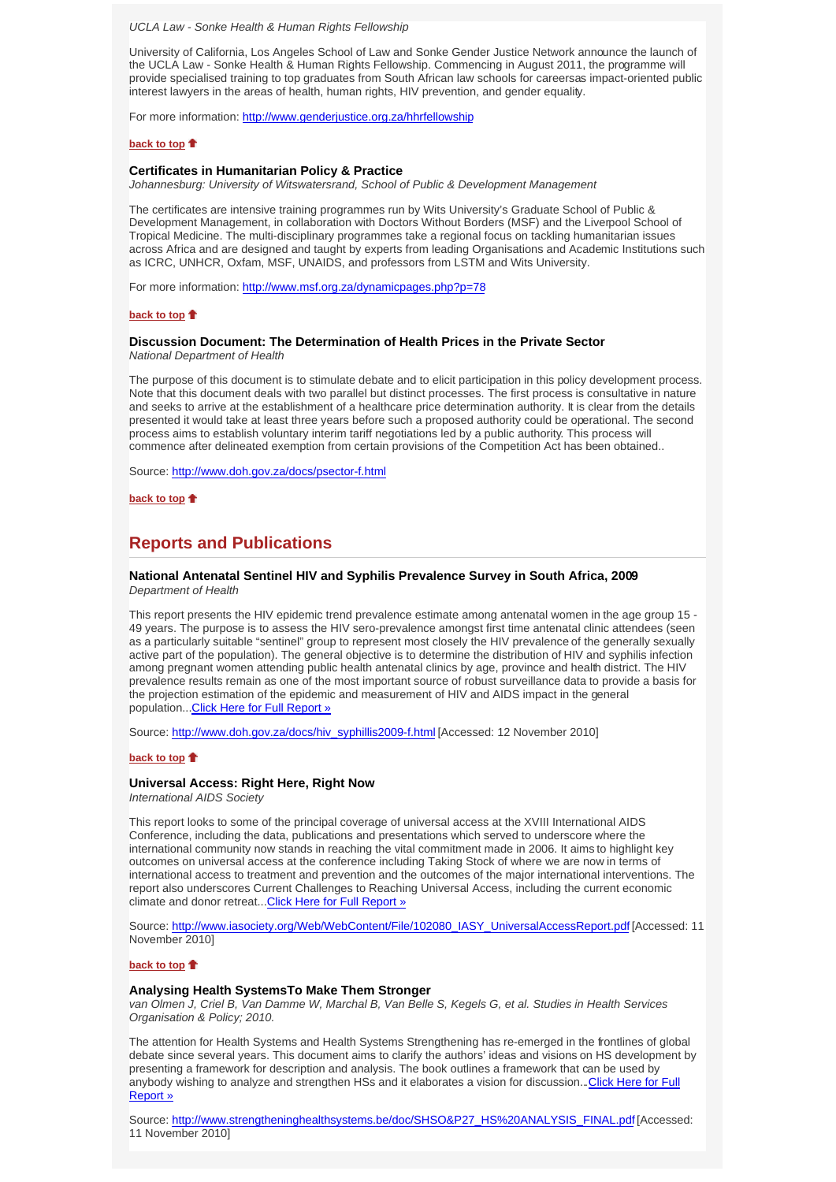*UCLA Law - Sonke Health & Human Rights Fellowship*

University of California, Los Angeles School of Law and Sonke Gender Justice Network announce the launch of the UCLA Law - Sonke Health & Human Rights Fellowship. Commencing in August 2011, the programme will provide specialised training to top graduates from South African law schools for careersas impact-oriented public interest lawyers in the areas of health, human rights, HIV prevention, and gender equality.

For more information: http://www.genderjustice.org.za/hhrfellowship

**back to top**

### Certificates in Humanitarian Policy & Practice

*Johannesburg: University of Witswatersrand, School of Public & Development Management*

The certificates are intensive training programmes run by Wits University's Graduate School of Public & Development Management, in collaboration with Doctors Without Borders (MSF) and the Liverpool School of Tropical Medicine. The multi-disciplinary programmes take a regional focus on tackling humanitarian issues across Africa and are designed and taught by experts from leading Organisations and Academic Institutions such as ICRC, UNHCR, Oxfam, MSF, UNAIDS, and professors from LSTM and Wits University.

For more information: http://www.msf.org.za/dynamicpages.php?p=78

**back to top**

### Discussion Document: The Determination of Health Prices in the Private Sector

*National Department of Health*

The purpose of this document is to stimulate debate and to elicit participation in this policy development process. Note that this document deals with two parallel but distinct processes. The first process is consultative in nature and seeks to arrive at the establishment of a healthcare price determination authority. It is clear from the details presented it would take at least three years before such a proposed authority could be operational. The second process aims to establish voluntary interim tariff negotiations led by a public authority. This process will commence after delineated exemption from certain provisions of the Competition Act has been obtained..

Source: http://www.doh.gov.za/docs/psector-f.html

**back to top**

## Reports and Publications

### National Antenatal Sentinel HIV and Syphilis Prevalence Survey in South Africa, 2009

*Department of Health*

This report presents the HIV epidemic trend prevalence estimate among antenatal women in the age group 15 - 49 years. The purpose is to assess the HIV sero-prevalence amongst first time antenatal clinic attendees (seen as a particularly suitable "sentinel" group to represent most closely the HIV prevalence of the generally sexually active part of the population). The general objective is to determine the distribution of HIV and syphilis infection among pregnant women attending public health antenatal clinics by age, province and health district. The HIV prevalence results remain as one of the most important source of robust surveillance data to provide a basis for the projection estimation of the epidemic and measurement of HIV and AIDS impact in the general population...Click Here for Full Report »

Source: http://www.doh.gov.za/docs/hiv_syphillis2009-f.html [Accessed: 12 November 2010]

**back to top**

### Universal Access: Right Here, Right Now

*International AIDS Society*

This report looks to some of the principal coverage of universal access at the XVIII International AIDS Conference, including the data, publications and presentations which served to underscore where the international community now stands in reaching the vital commitment made in 2006. It aims to highlight key outcomes on universal access at the conference including Taking Stock of where we are now in terms of international access to treatment and prevention and the outcomes of the major international interventions. The report also underscores Current Challenges to Reaching Universal Access, including the current economic climate and donor retreat...Click Here for Full Report »

Source: http://www.iasociety.org/Web/WebContent/File/102080_IASY_UniversalAccessReport.pdf [Accessed: 11 November 2010]

**back to top**

### Analysing Health SystemsTo Make Them Stronger

*van Olmen J, Criel B, Van Damme W, Marchal B, Van Belle S, Kegels G, et al. Studies in Health Services Organisation & Policy; 2010.*

The attention for Health Systems and Health Systems Strengthening has re-emerged in the frontlines of global debate since several years. This document aims to clarify the authors' ideas and visions on HS development by presenting a framework for description and analysis. The book outlines a framework that can be used by anybody wishing to analyze and strengthen HSs and it elaborates a vision for discussion...Click Here for Full Report »

Source: http://www.strengtheninghealthsystems.be/doc/SHSO&P27_HS%20ANALYSIS_FINAL.pdf [Accessed: 11 November 2010]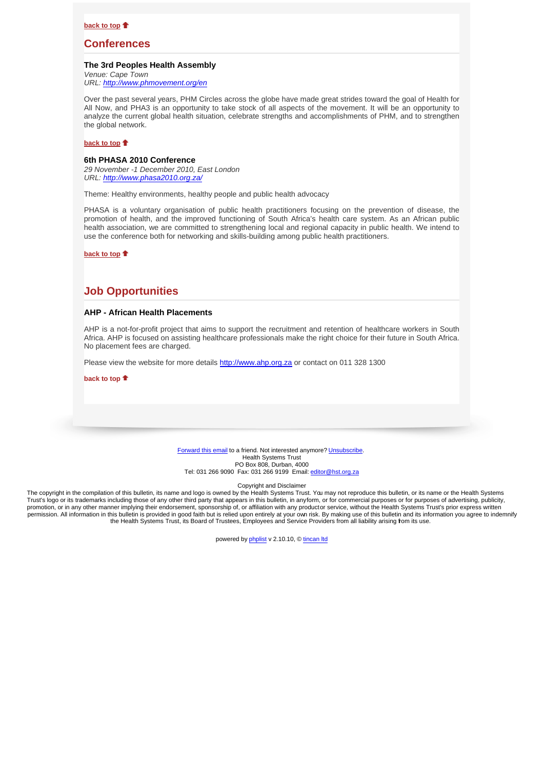**back to top** 🠉

## Conferences

### The 3rd Peoples Health Assembly

*Venue: Cape Town*
*URL: http://www.phmovement.org/en*

Over the past several years, PHM Circles across the globe have made great strides toward the goal of Health for All Now, and PHA3 is an opportunity to take stock of all aspects of the movement. It will be an opportunity to analyze the current global health situation, celebrate strengths and accomplishments of PHM, and to strengthen the global network.

**back to top** 🠉

### 6th PHASA 2010 Conference

*29 November -1 December 2010, East London*
*URL: http://www.phasa2010.org.za/*

Theme: Healthy environments, healthy people and public health advocacy

PHASA is a voluntary organisation of public health practitioners focusing on the prevention of disease, the promotion of health, and the improved functioning of South Africa's health care system. As an African public health association, we are committed to strengthening local and regional capacity in public health. We intend to use the conference both for networking and skills-building among public health practitioners.

**back to top** 🠉

## Job Opportunities

### AHP - African Health Placements

AHP is a not-for-profit project that aims to support the recruitment and retention of healthcare workers in South Africa. AHP is focused on assisting healthcare professionals make the right choice for their future in South Africa. No placement fees are charged.

Please view the website for more details http://www.ahp.org.za or contact on 011 328 1300

**back to top** 🠉

Forward this email to a friend. Not interested anymore? Unsubscribe.
Health Systems Trust
PO Box 808, Durban, 4000
Tel: 031 266 9090 Fax: 031 266 9199 Email: editor@hst.org.za

Copyright and Disclaimer
The copyright in the compilation of this bulletin, its name and logo is owned by the Health Systems Trust. You may not reproduce this bulletin, or its name or the Health Systems Trust's logo or its trademarks including those of any other third party that appears in this bulletin, in any form, or for commercial purposes or for purposes of advertising, publicity, promotion, or in any other manner implying their endorsement, sponsorship of, or affiliation with any product or service, without the Health Systems Trust's prior express written permission. All information in this bulletin is provided in good faith but is relied upon entirely at your own risk. By making use of this bulletin and its information you agree to indemnify the Health Systems Trust, its Board of Trustees, Employees and Service Providers from all liability arising from its use.

powered by phplist v 2.10.10, © tincan ltd